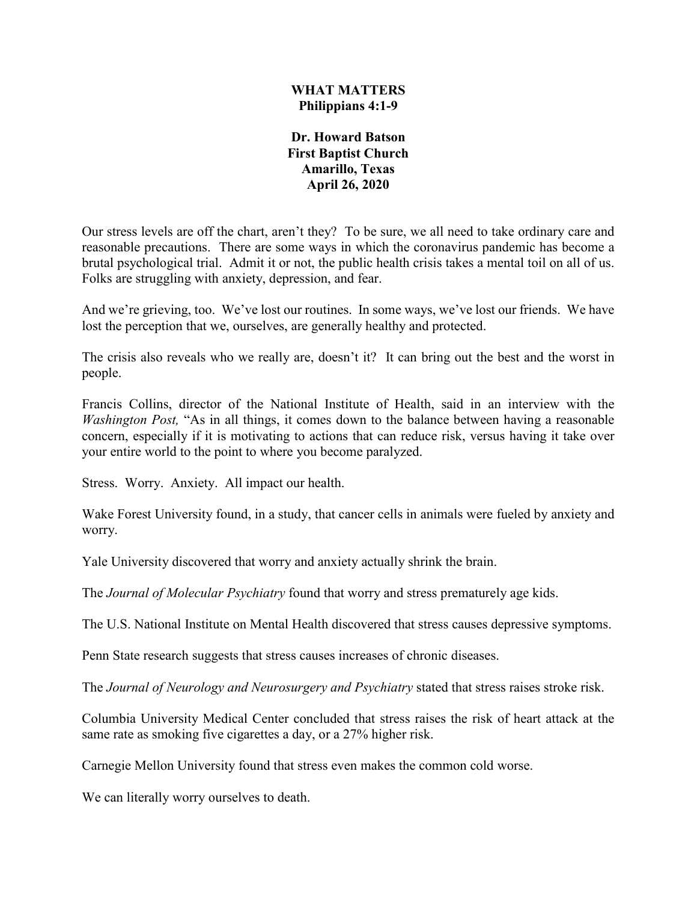# WHAT MATTERS
## Philippians 4:1-9

**Dr. Howard Batson**
**First Baptist Church**
**Amarillo, Texas**
**April 26, 2020**

Our stress levels are off the chart, aren't they? To be sure, we all need to take ordinary care and reasonable precautions. There are some ways in which the coronavirus pandemic has become a brutal psychological trial. Admit it or not, the public health crisis takes a mental toil on all of us. Folks are struggling with anxiety, depression, and fear.

And we're grieving, too. We've lost our routines. In some ways, we've lost our friends. We have lost the perception that we, ourselves, are generally healthy and protected.

The crisis also reveals who we really are, doesn't it? It can bring out the best and the worst in people.

Francis Collins, director of the National Institute of Health, said in an interview with the *Washington Post,* "As in all things, it comes down to the balance between having a reasonable concern, especially if it is motivating to actions that can reduce risk, versus having it take over your entire world to the point to where you become paralyzed.

Stress. Worry. Anxiety. All impact our health.

Wake Forest University found, in a study, that cancer cells in animals were fueled by anxiety and worry.

Yale University discovered that worry and anxiety actually shrink the brain.

The *Journal of Molecular Psychiatry* found that worry and stress prematurely age kids.

The U.S. National Institute on Mental Health discovered that stress causes depressive symptoms.

Penn State research suggests that stress causes increases of chronic diseases.

The *Journal of Neurology and Neurosurgery and Psychiatry* stated that stress raises stroke risk.

Columbia University Medical Center concluded that stress raises the risk of heart attack at the same rate as smoking five cigarettes a day, or a 27% higher risk.

Carnegie Mellon University found that stress even makes the common cold worse.

We can literally worry ourselves to death.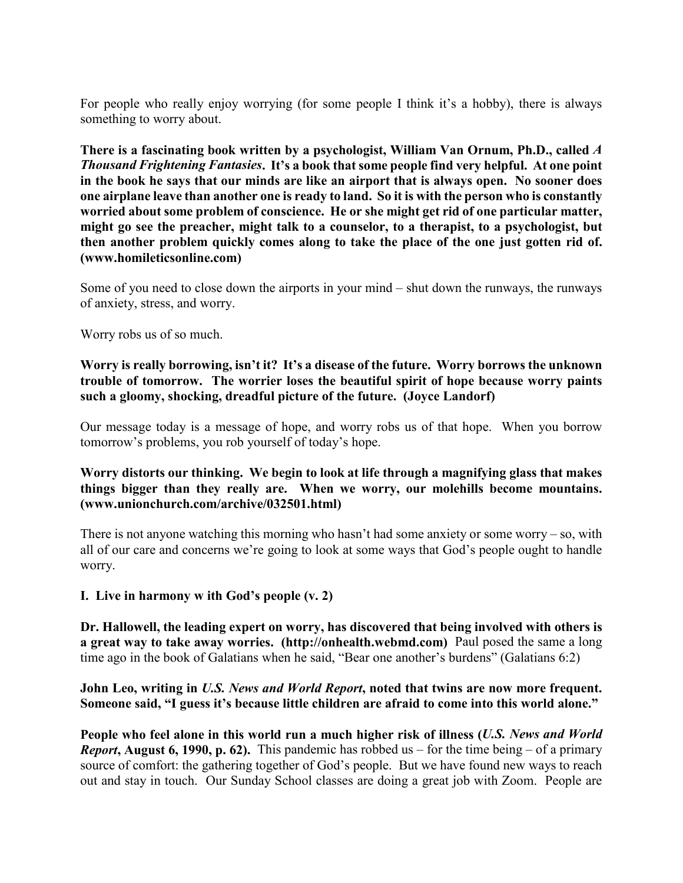For people who really enjoy worrying (for some people I think it's a hobby), there is always something to worry about.

**There is a fascinating book written by a psychologist, William Van Ornum, Ph.D., called *A Thousand Frightening Fantasies*. It's a book that some people find very helpful. At one point in the book he says that our minds are like an airport that is always open. No sooner does one airplane leave than another one is ready to land. So it is with the person who is constantly worried about some problem of conscience. He or she might get rid of one particular matter, might go see the preacher, might talk to a counselor, to a therapist, to a psychologist, but then another problem quickly comes along to take the place of the one just gotten rid of. (www.homileticsonline.com)**

Some of you need to close down the airports in your mind – shut down the runways, the runways of anxiety, stress, and worry.

Worry robs us of so much.

**Worry is really borrowing, isn't it? It's a disease of the future. Worry borrows the unknown trouble of tomorrow. The worrier loses the beautiful spirit of hope because worry paints such a gloomy, shocking, dreadful picture of the future. (Joyce Landorf)**

Our message today is a message of hope, and worry robs us of that hope. When you borrow tomorrow's problems, you rob yourself of today's hope.

**Worry distorts our thinking. We begin to look at life through a magnifying glass that makes things bigger than they really are. When we worry, our molehills become mountains. (www.unionchurch.com/archive/032501.html)**

There is not anyone watching this morning who hasn't had some anxiety or some worry – so, with all of our care and concerns we're going to look at some ways that God's people ought to handle worry.

**I. Live in harmony w ith God's people (v. 2)**

**Dr. Hallowell, the leading expert on worry, has discovered that being involved with others is a great way to take away worries. (http://onhealth.webmd.com)** Paul posed the same a long time ago in the book of Galatians when he said, "Bear one another's burdens" (Galatians 6:2)

**John Leo, writing in *U.S. News and World Report*, noted that twins are now more frequent. Someone said, "I guess it's because little children are afraid to come into this world alone."**

**People who feel alone in this world run a much higher risk of illness (*U.S. News and World Report*, August 6, 1990, p. 62).** This pandemic has robbed us – for the time being – of a primary source of comfort: the gathering together of God's people. But we have found new ways to reach out and stay in touch. Our Sunday School classes are doing a great job with Zoom. People are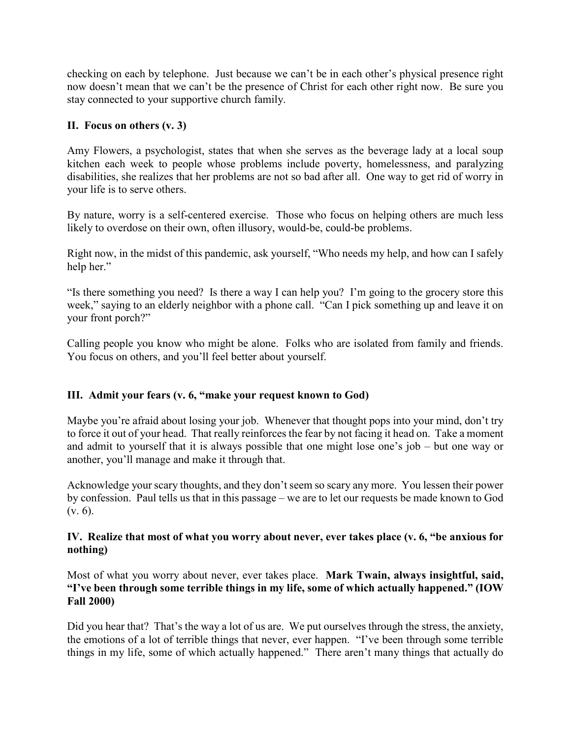checking on each by telephone. Just because we can't be in each other's physical presence right now doesn't mean that we can't be the presence of Christ for each other right now. Be sure you stay connected to your supportive church family.

**II. Focus on others (v. 3)**

Amy Flowers, a psychologist, states that when she serves as the beverage lady at a local soup kitchen each week to people whose problems include poverty, homelessness, and paralyzing disabilities, she realizes that her problems are not so bad after all. One way to get rid of worry in your life is to serve others.

By nature, worry is a self-centered exercise. Those who focus on helping others are much less likely to overdose on their own, often illusory, would-be, could-be problems.

Right now, in the midst of this pandemic, ask yourself, "Who needs my help, and how can I safely help her."

"Is there something you need? Is there a way I can help you? I'm going to the grocery store this week," saying to an elderly neighbor with a phone call. "Can I pick something up and leave it on your front porch?"

Calling people you know who might be alone. Folks who are isolated from family and friends. You focus on others, and you'll feel better about yourself.

**III. Admit your fears (v. 6, "make your request known to God)**

Maybe you're afraid about losing your job. Whenever that thought pops into your mind, don't try to force it out of your head. That really reinforces the fear by not facing it head on. Take a moment and admit to yourself that it is always possible that one might lose one's job – but one way or another, you'll manage and make it through that.

Acknowledge your scary thoughts, and they don't seem so scary any more. You lessen their power by confession. Paul tells us that in this passage – we are to let our requests be made known to God (v. 6).

**IV. Realize that most of what you worry about never, ever takes place (v. 6, "be anxious for nothing)**

Most of what you worry about never, ever takes place. **Mark Twain, always insightful, said, "I've been through some terrible things in my life, some of which actually happened." (IOW Fall 2000)**

Did you hear that? That's the way a lot of us are. We put ourselves through the stress, the anxiety, the emotions of a lot of terrible things that never, ever happen. "I've been through some terrible things in my life, some of which actually happened." There aren't many things that actually do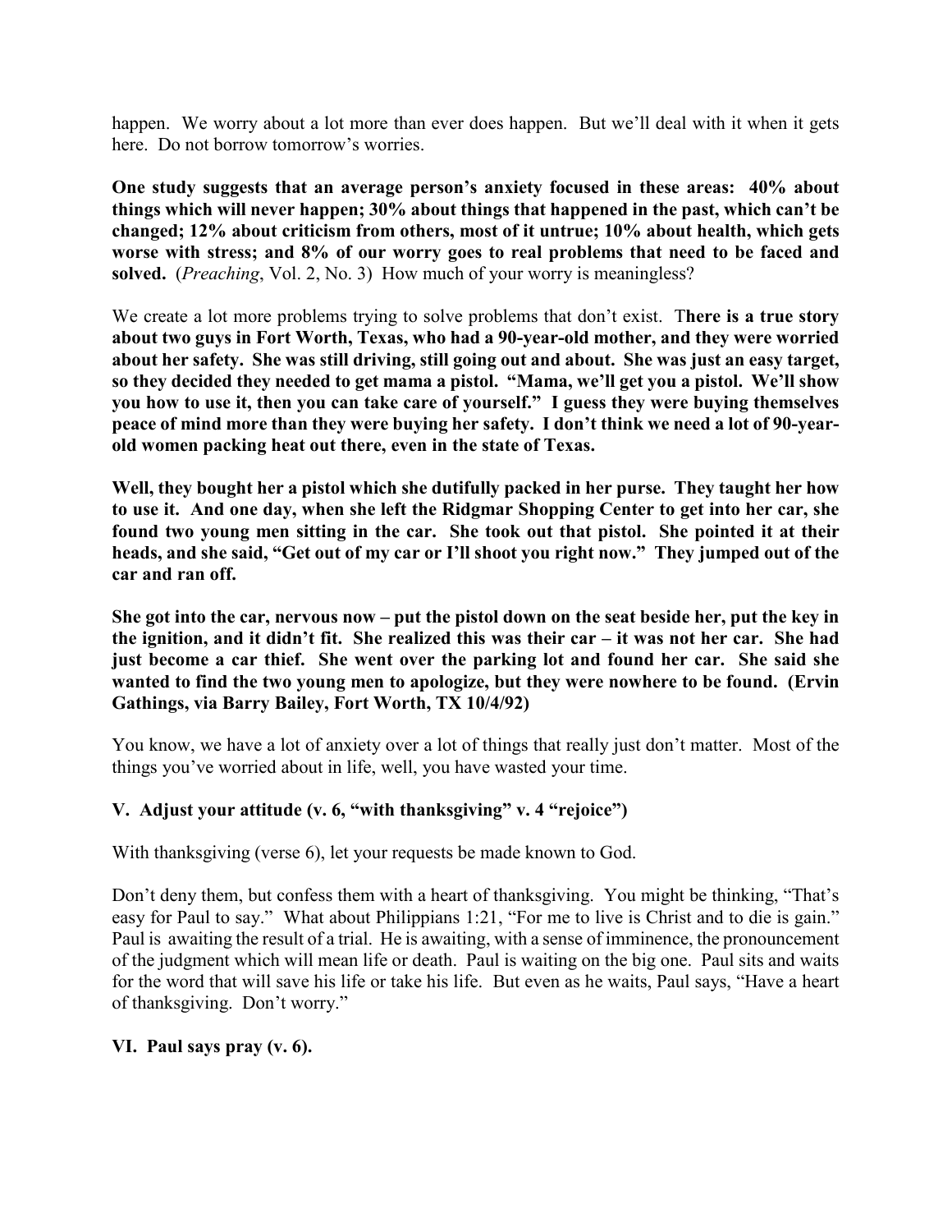happen. We worry about a lot more than ever does happen. But we'll deal with it when it gets here. Do not borrow tomorrow's worries.

**One study suggests that an average person's anxiety focused in these areas: 40% about things which will never happen; 30% about things that happened in the past, which can't be changed; 12% about criticism from others, most of it untrue; 10% about health, which gets worse with stress; and 8% of our worry goes to real problems that need to be faced and solved.** (*Preaching*, Vol. 2, No. 3) How much of your worry is meaningless?

We create a lot more problems trying to solve problems that don't exist. T**here is a true story about two guys in Fort Worth, Texas, who had a 90-year-old mother, and they were worried about her safety. She was still driving, still going out and about. She was just an easy target, so they decided they needed to get mama a pistol. "Mama, we'll get you a pistol. We'll show you how to use it, then you can take care of yourself." I guess they were buying themselves peace of mind more than they were buying her safety. I don't think we need a lot of 90-year-old women packing heat out there, even in the state of Texas.**

**Well, they bought her a pistol which she dutifully packed in her purse. They taught her how to use it. And one day, when she left the Ridgmar Shopping Center to get into her car, she found two young men sitting in the car. She took out that pistol. She pointed it at their heads, and she said, "Get out of my car or I'll shoot you right now." They jumped out of the car and ran off.**

**She got into the car, nervous now – put the pistol down on the seat beside her, put the key in the ignition, and it didn't fit. She realized this was their car – it was not her car. She had just become a car thief. She went over the parking lot and found her car. She said she wanted to find the two young men to apologize, but they were nowhere to be found. (Ervin Gathings, via Barry Bailey, Fort Worth, TX 10/4/92)**

You know, we have a lot of anxiety over a lot of things that really just don't matter. Most of the things you've worried about in life, well, you have wasted your time.

### V. Adjust your attitude (v. 6, "with thanksgiving" v. 4 "rejoice")

With thanksgiving (verse 6), let your requests be made known to God.

Don't deny them, but confess them with a heart of thanksgiving. You might be thinking, "That's easy for Paul to say." What about Philippians 1:21, "For me to live is Christ and to die is gain." Paul is awaiting the result of a trial. He is awaiting, with a sense of imminence, the pronouncement of the judgment which will mean life or death. Paul is waiting on the big one. Paul sits and waits for the word that will save his life or take his life. But even as he waits, Paul says, "Have a heart of thanksgiving. Don't worry."

### VI. Paul says pray (v. 6).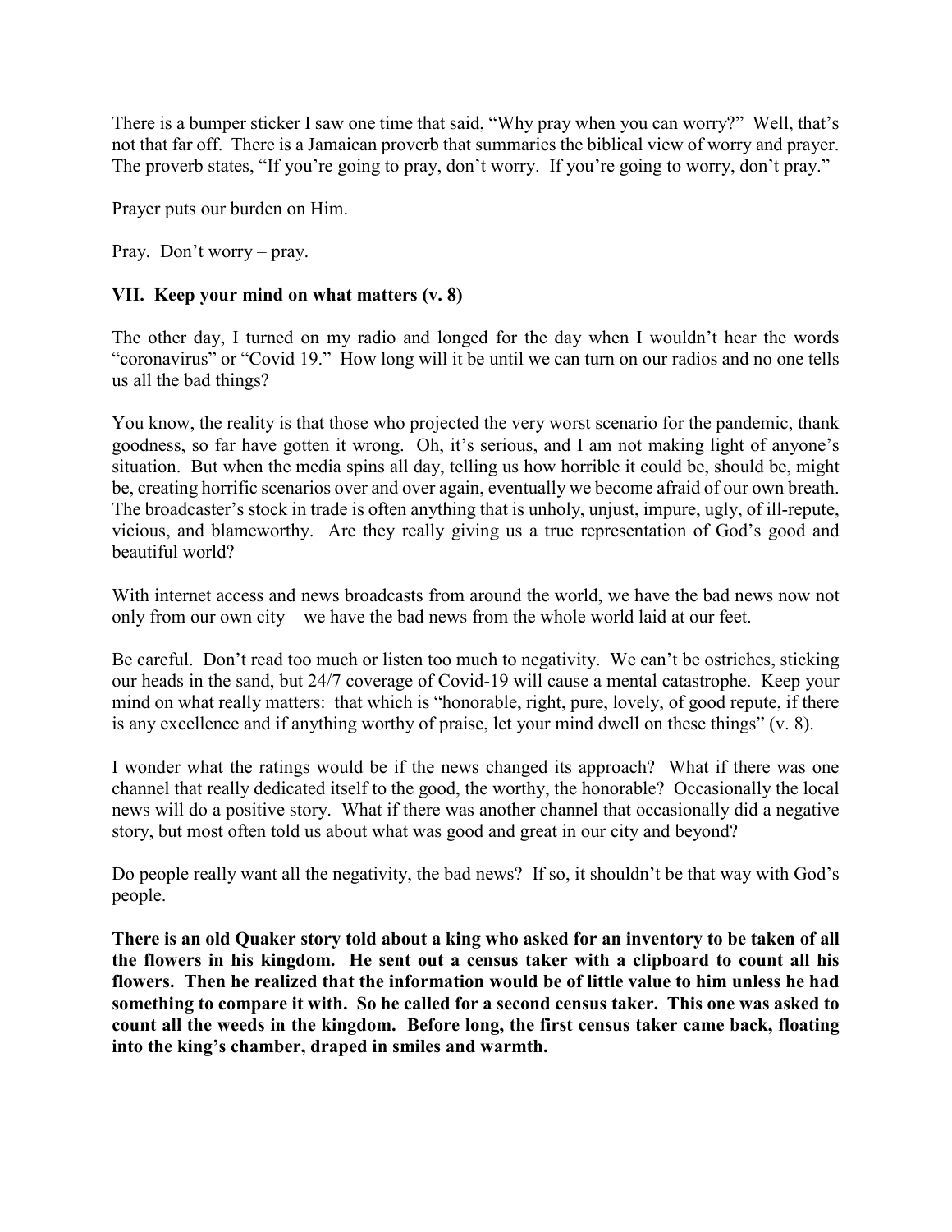There is a bumper sticker I saw one time that said, "Why pray when you can worry?" Well, that's not that far off. There is a Jamaican proverb that summaries the biblical view of worry and prayer. The proverb states, "If you're going to pray, don't worry. If you're going to worry, don't pray."

Prayer puts our burden on Him.

Pray. Don't worry – pray.

### VII. Keep your mind on what matters (v. 8)

The other day, I turned on my radio and longed for the day when I wouldn't hear the words "coronavirus" or "Covid 19." How long will it be until we can turn on our radios and no one tells us all the bad things?

You know, the reality is that those who projected the very worst scenario for the pandemic, thank goodness, so far have gotten it wrong. Oh, it's serious, and I am not making light of anyone's situation. But when the media spins all day, telling us how horrible it could be, should be, might be, creating horrific scenarios over and over again, eventually we become afraid of our own breath. The broadcaster's stock in trade is often anything that is unholy, unjust, impure, ugly, of ill-repute, vicious, and blameworthy. Are they really giving us a true representation of God's good and beautiful world?

With internet access and news broadcasts from around the world, we have the bad news now not only from our own city – we have the bad news from the whole world laid at our feet.

Be careful. Don't read too much or listen too much to negativity. We can't be ostriches, sticking our heads in the sand, but 24/7 coverage of Covid-19 will cause a mental catastrophe. Keep your mind on what really matters: that which is "honorable, right, pure, lovely, of good repute, if there is any excellence and if anything worthy of praise, let your mind dwell on these things" (v. 8).

I wonder what the ratings would be if the news changed its approach? What if there was one channel that really dedicated itself to the good, the worthy, the honorable? Occasionally the local news will do a positive story. What if there was another channel that occasionally did a negative story, but most often told us about what was good and great in our city and beyond?

Do people really want all the negativity, the bad news? If so, it shouldn't be that way with God's people.

**There is an old Quaker story told about a king who asked for an inventory to be taken of all the flowers in his kingdom. He sent out a census taker with a clipboard to count all his flowers. Then he realized that the information would be of little value to him unless he had something to compare it with. So he called for a second census taker. This one was asked to count all the weeds in the kingdom. Before long, the first census taker came back, floating into the king's chamber, draped in smiles and warmth.**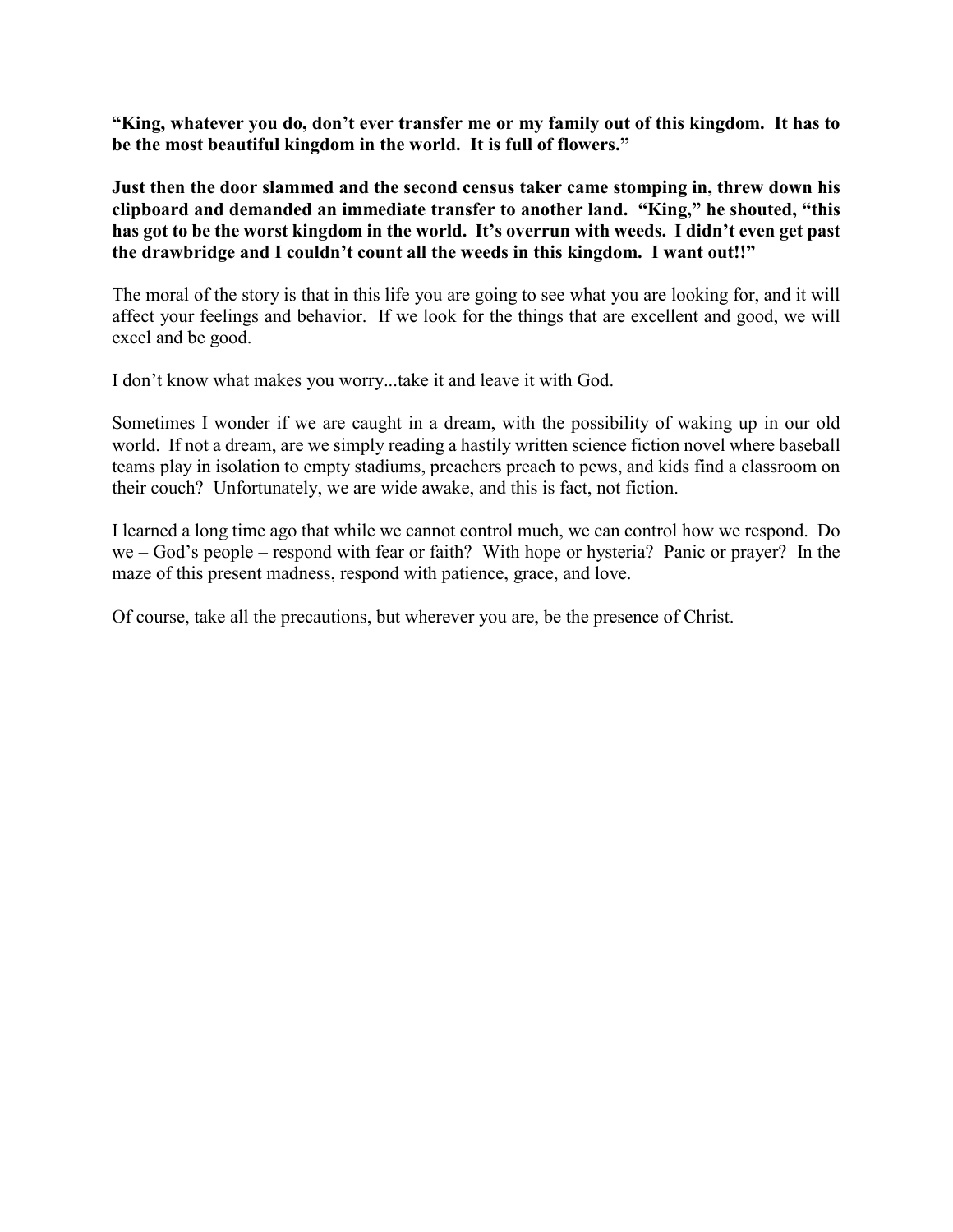**“King, whatever you do, don’t ever transfer me or my family out of this kingdom. It has to be the most beautiful kingdom in the world. It is full of flowers.”**

**Just then the door slammed and the second census taker came stomping in, threw down his clipboard and demanded an immediate transfer to another land. “King,” he shouted, “this has got to be the worst kingdom in the world. It’s overrun with weeds. I didn’t even get past the drawbridge and I couldn’t count all the weeds in this kingdom. I want out!!”**

The moral of the story is that in this life you are going to see what you are looking for, and it will affect your feelings and behavior. If we look for the things that are excellent and good, we will excel and be good.

I don’t know what makes you worry...take it and leave it with God.

Sometimes I wonder if we are caught in a dream, with the possibility of waking up in our old world. If not a dream, are we simply reading a hastily written science fiction novel where baseball teams play in isolation to empty stadiums, preachers preach to pews, and kids find a classroom on their couch? Unfortunately, we are wide awake, and this is fact, not fiction.

I learned a long time ago that while we cannot control much, we can control how we respond. Do we – God’s people – respond with fear or faith? With hope or hysteria? Panic or prayer? In the maze of this present madness, respond with patience, grace, and love.

Of course, take all the precautions, but wherever you are, be the presence of Christ.